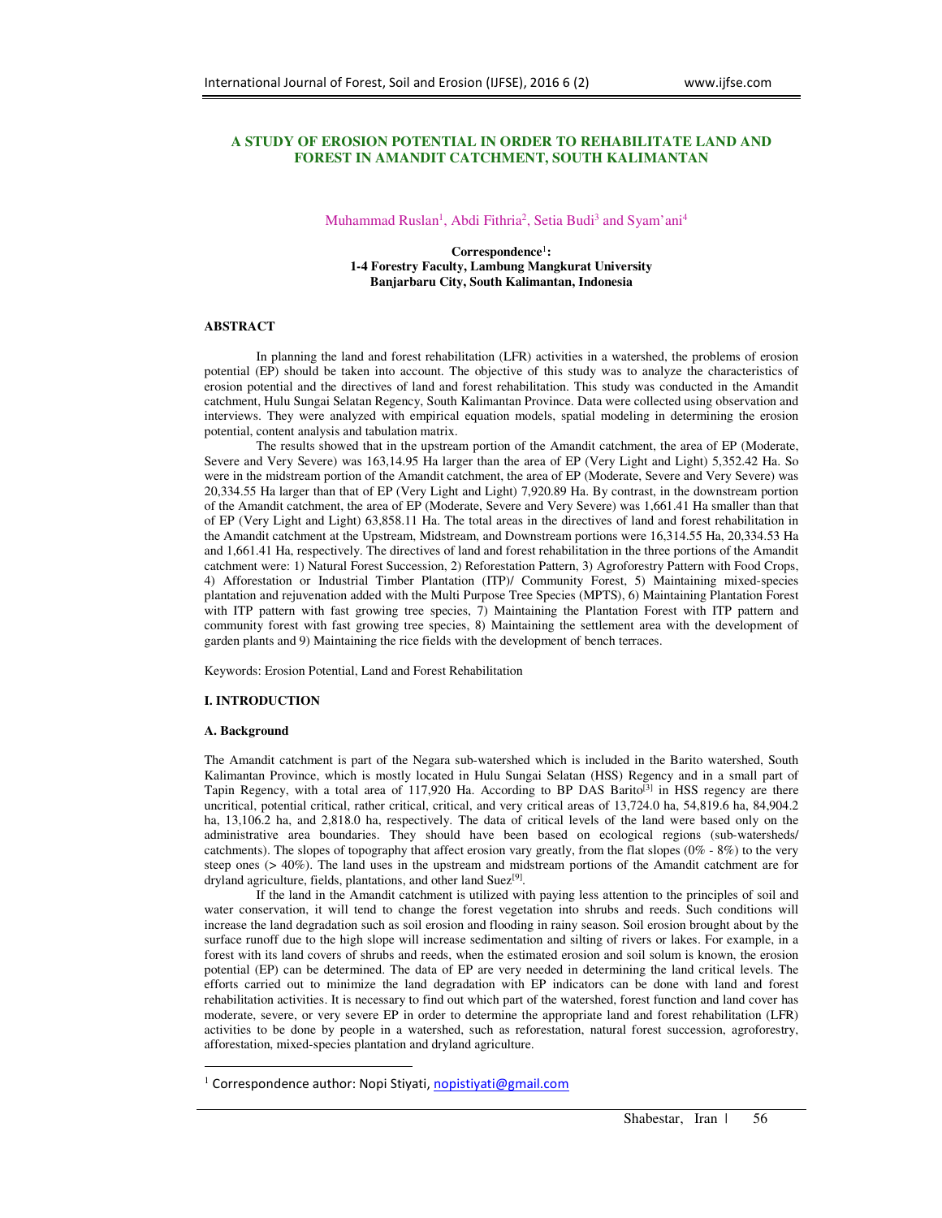# A STUDY OF EROSION POTENTIAL IN ORDER TO REHABILITATE LAND AND FOREST IN AMANDIT CATCHMENT, SOUTH KALIMANTAN

Muhammad Ruslan[1], Abdi Fithria[2], Setia Budi[3] and Syam'ani[4]

**Correspondence[1]:**
**1-4 Forestry Faculty, Lambung Mangkurat University**
**Banjarbaru City, South Kalimantan, Indonesia**

## ABSTRACT

In planning the land and forest rehabilitation (LFR) activities in a watershed, the problems of erosion potential (EP) should be taken into account. The objective of this study was to analyze the characteristics of erosion potential and the directives of land and forest rehabilitation. This study was conducted in the Amandit catchment, Hulu Sungai Selatan Regency, South Kalimantan Province. Data were collected using observation and interviews. They were analyzed with empirical equation models, spatial modeling in determining the erosion potential, content analysis and tabulation matrix.

The results showed that in the upstream portion of the Amandit catchment, the area of EP (Moderate, Severe and Very Severe) was 163,14.95 Ha larger than the area of EP (Very Light and Light) 5,352.42 Ha. So were in the midstream portion of the Amandit catchment, the area of EP (Moderate, Severe and Very Severe) was 20,334.55 Ha larger than that of EP (Very Light and Light) 7,920.89 Ha. By contrast, in the downstream portion of the Amandit catchment, the area of EP (Moderate, Severe and Very Severe) was 1,661.41 Ha smaller than that of EP (Very Light and Light) 63,858.11 Ha. The total areas in the directives of land and forest rehabilitation in the Amandit catchment at the Upstream, Midstream, and Downstream portions were 16,314.55 Ha, 20,334.53 Ha and 1,661.41 Ha, respectively. The directives of land and forest rehabilitation in the three portions of the Amandit catchment were: 1) Natural Forest Succession, 2) Reforestation Pattern, 3) Agroforestry Pattern with Food Crops, 4) Afforestation or Industrial Timber Plantation (ITP)/ Community Forest, 5) Maintaining mixed-species plantation and rejuvenation added with the Multi Purpose Tree Species (MPTS), 6) Maintaining Plantation Forest with ITP pattern with fast growing tree species, 7) Maintaining the Plantation Forest with ITP pattern and community forest with fast growing tree species, 8) Maintaining the settlement area with the development of garden plants and 9) Maintaining the rice fields with the development of bench terraces.

Keywords: Erosion Potential, Land and Forest Rehabilitation

## I. INTRODUCTION

### A. Background

The Amandit catchment is part of the Negara sub-watershed which is included in the Barito watershed, South Kalimantan Province, which is mostly located in Hulu Sungai Selatan (HSS) Regency and in a small part of Tapin Regency, with a total area of 117,920 Ha. According to BP DAS Barito[3] in HSS regency are there uncritical, potential critical, rather critical, critical, and very critical areas of 13,724.0 ha, 54,819.6 ha, 84,904.2 ha, 13,106.2 ha, and 2,818.0 ha, respectively. The data of critical levels of the land were based only on the administrative area boundaries. They should have been based on ecological regions (sub-watersheds/ catchments). The slopes of topography that affect erosion vary greatly, from the flat slopes (0% - 8%) to the very steep ones (> 40%). The land uses in the upstream and midstream portions of the Amandit catchment are for dryland agriculture, fields, plantations, and other land Suez[9].

If the land in the Amandit catchment is utilized with paying less attention to the principles of soil and water conservation, it will tend to change the forest vegetation into shrubs and reeds. Such conditions will increase the land degradation such as soil erosion and flooding in rainy season. Soil erosion brought about by the surface runoff due to the high slope will increase sedimentation and silting of rivers or lakes. For example, in a forest with its land covers of shrubs and reeds, when the estimated erosion and soil solum is known, the erosion potential (EP) can be determined. The data of EP are very needed in determining the land critical levels. The efforts carried out to minimize the land degradation with EP indicators can be done with land and forest rehabilitation activities. It is necessary to find out which part of the watershed, forest function and land cover has moderate, severe, or very severe EP in order to determine the appropriate land and forest rehabilitation (LFR) activities to be done by people in a watershed, such as reforestation, natural forest succession, agroforestry, afforestation, mixed-species plantation and dryland agriculture.

[1] Correspondence author: Nopi Stiyati, nopistiyati@gmail.com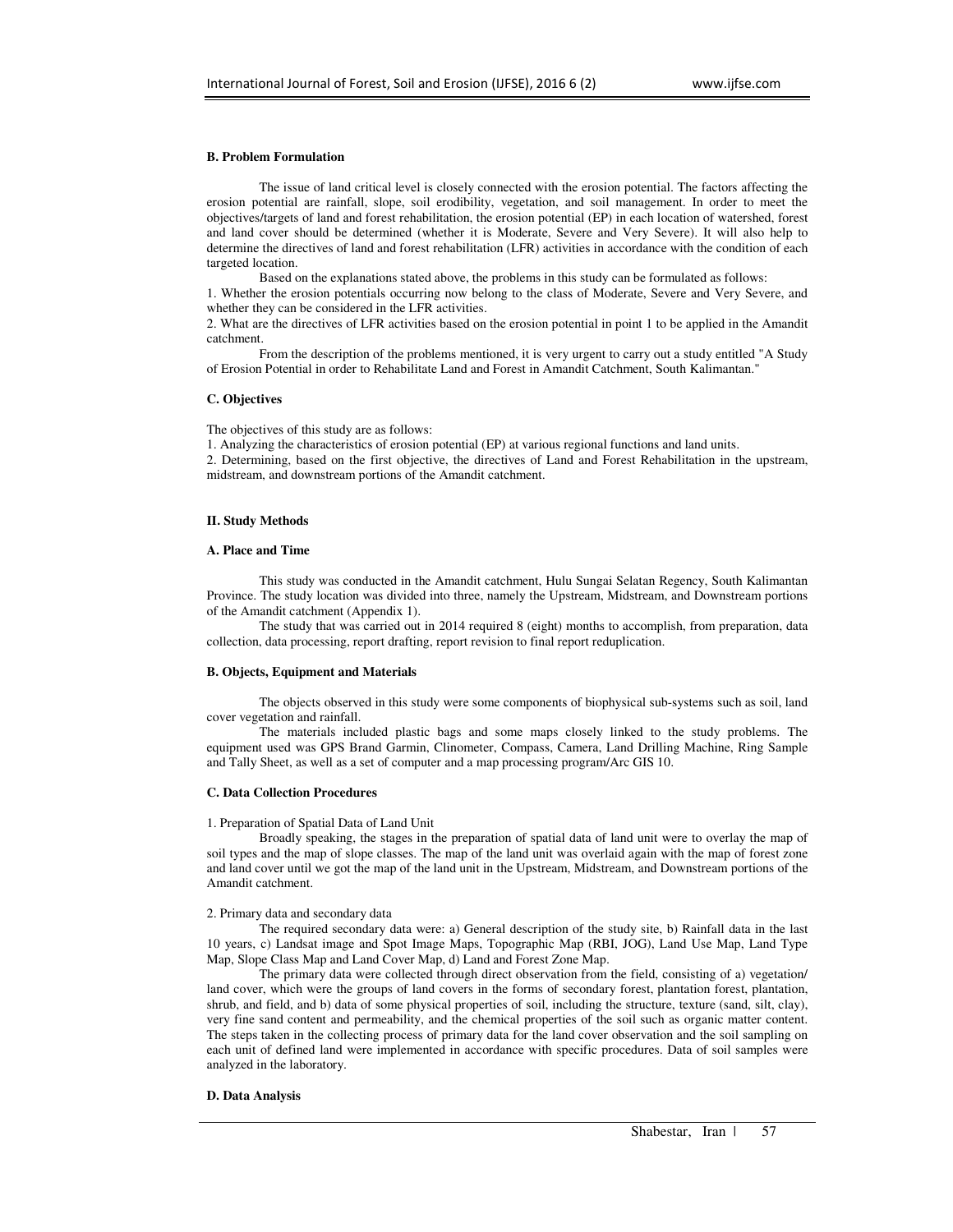### B. Problem Formulation

The issue of land critical level is closely connected with the erosion potential. The factors affecting the erosion potential are rainfall, slope, soil erodibility, vegetation, and soil management. In order to meet the objectives/targets of land and forest rehabilitation, the erosion potential (EP) in each location of watershed, forest and land cover should be determined (whether it is Moderate, Severe and Very Severe). It will also help to determine the directives of land and forest rehabilitation (LFR) activities in accordance with the condition of each targeted location.

Based on the explanations stated above, the problems in this study can be formulated as follows:

1. Whether the erosion potentials occurring now belong to the class of Moderate, Severe and Very Severe, and whether they can be considered in the LFR activities.
2. What are the directives of LFR activities based on the erosion potential in point 1 to be applied in the Amandit catchment.

From the description of the problems mentioned, it is very urgent to carry out a study entitled "A Study of Erosion Potential in order to Rehabilitate Land and Forest in Amandit Catchment, South Kalimantan."

### C. Objectives

The objectives of this study are as follows:

1. Analyzing the characteristics of erosion potential (EP) at various regional functions and land units.
2. Determining, based on the first objective, the directives of Land and Forest Rehabilitation in the upstream, midstream, and downstream portions of the Amandit catchment.

## II. Study Methods

### A. Place and Time

This study was conducted in the Amandit catchment, Hulu Sungai Selatan Regency, South Kalimantan Province. The study location was divided into three, namely the Upstream, Midstream, and Downstream portions of the Amandit catchment (Appendix 1).

The study that was carried out in 2014 required 8 (eight) months to accomplish, from preparation, data collection, data processing, report drafting, report revision to final report reduplication.

### B. Objects, Equipment and Materials

The objects observed in this study were some components of biophysical sub-systems such as soil, land cover vegetation and rainfall.

The materials included plastic bags and some maps closely linked to the study problems. The equipment used was GPS Brand Garmin, Clinometer, Compass, Camera, Land Drilling Machine, Ring Sample and Tally Sheet, as well as a set of computer and a map processing program/Arc GIS 10.

### C. Data Collection Procedures

1. Preparation of Spatial Data of Land Unit

Broadly speaking, the stages in the preparation of spatial data of land unit were to overlay the map of soil types and the map of slope classes. The map of the land unit was overlaid again with the map of forest zone and land cover until we got the map of the land unit in the Upstream, Midstream, and Downstream portions of the Amandit catchment.

2. Primary data and secondary data

The required secondary data were: a) General description of the study site, b) Rainfall data in the last 10 years, c) Landsat image and Spot Image Maps, Topographic Map (RBI, JOG), Land Use Map, Land Type Map, Slope Class Map and Land Cover Map, d) Land and Forest Zone Map.

The primary data were collected through direct observation from the field, consisting of a) vegetation/ land cover, which were the groups of land covers in the forms of secondary forest, plantation forest, plantation, shrub, and field, and b) data of some physical properties of soil, including the structure, texture (sand, silt, clay), very fine sand content and permeability, and the chemical properties of the soil such as organic matter content. The steps taken in the collecting process of primary data for the land cover observation and the soil sampling on each unit of defined land were implemented in accordance with specific procedures. Data of soil samples were analyzed in the laboratory.

### D. Data Analysis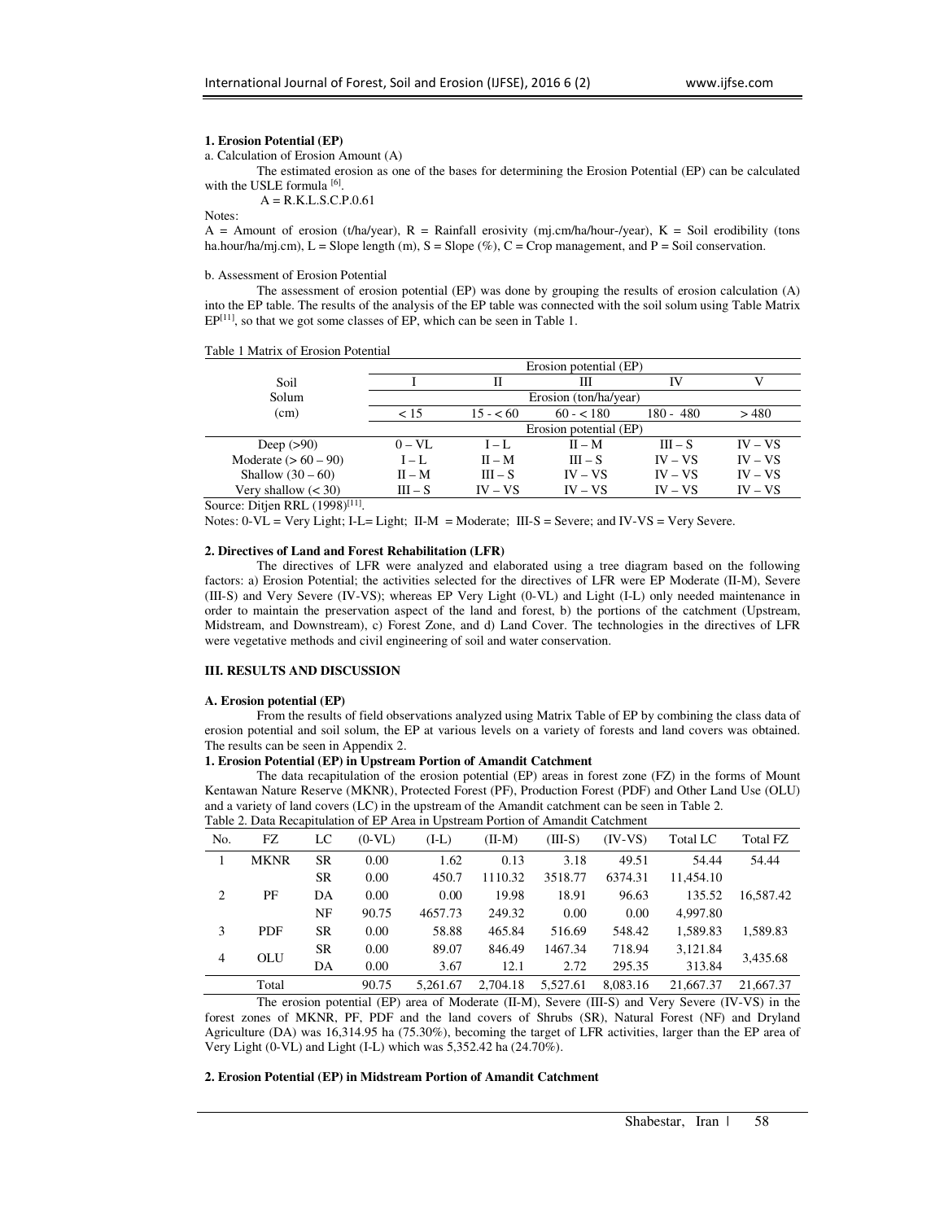**1. Erosion Potential (EP)**

a. Calculation of Erosion Amount (A)

The estimated erosion as one of the bases for determining the Erosion Potential (EP) can be calculated with the USLE formula [6].

$A = R.K.L.S.C.P.0.61$

Notes:

A = Amount of erosion (t/ha/year), R = Rainfall erosivity (mj.cm/ha/hour-/year), K = Soil erodibility (tons ha.hour/ha/mj.cm), L = Slope length (m), S = Slope (%), C = Crop management, and P = Soil conservation.

b. Assessment of Erosion Potential

The assessment of erosion potential (EP) was done by grouping the results of erosion calculation (A) into the EP table. The results of the analysis of the EP table was connected with the soil solum using Table Matrix EP[11], so that we got some classes of EP, which can be seen in Table 1.

Table 1 Matrix of Erosion Potential

| Soil Solum (cm) | Erosion potential (EP) | | | | |
|---|---|---|---|---|---|
| | I | II | III | IV | V |
| | Erosion (ton/ha/year) | | | | |
| | < 15 | 15 - < 60 | 60 - < 180 | 180 - 480 | > 480 |
| | Erosion potential (EP) | | | | |
| Deep (>90) | 0 – VL | I – L | II – M | III – S | IV – VS |
| Moderate (> 60 – 90) | I – L | II – M | III – S | IV – VS | IV – VS |
| Shallow (30 – 60) | II – M | III – S | IV – VS | IV – VS | IV – VS |
| Very shallow (< 30) | III – S | IV – VS | IV – VS | IV – VS | IV – VS |

Source: Ditjen RRL (1998)[11].

Notes: 0-VL = Very Light; I-L= Light; II-M = Moderate; III-S = Severe; and IV-VS = Very Severe.

**2. Directives of Land and Forest Rehabilitation (LFR)**

The directives of LFR were analyzed and elaborated using a tree diagram based on the following factors: a) Erosion Potential; the activities selected for the directives of LFR were EP Moderate (II-M), Severe (III-S) and Very Severe (IV-VS); whereas EP Very Light (0-VL) and Light (I-L) only needed maintenance in order to maintain the preservation aspect of the land and forest, b) the portions of the catchment (Upstream, Midstream, and Downstream), c) Forest Zone, and d) Land Cover. The technologies in the directives of LFR were vegetative methods and civil engineering of soil and water conservation.

## III. RESULTS AND DISCUSSION

### A. Erosion potential (EP)

From the results of field observations analyzed using Matrix Table of EP by combining the class data of erosion potential and soil solum, the EP at various levels on a variety of forests and land covers was obtained. The results can be seen in Appendix 2.

**1. Erosion Potential (EP) in Upstream Portion of Amandit Catchment**

The data recapitulation of the erosion potential (EP) areas in forest zone (FZ) in the forms of Mount Kentawan Nature Reserve (MKNR), Protected Forest (PF), Production Forest (PDF) and Other Land Use (OLU) and a variety of land covers (LC) in the upstream of the Amandit catchment can be seen in Table 2.

Table 2. Data Recapitulation of EP Area in Upstream Portion of Amandit Catchment

| No. | FZ | LC | (0-VL) | (I-L) | (II-M) | (III-S) | (IV-VS) | Total LC | Total FZ |
|---|---|---|---|---|---|---|---|---|---|
| 1 | MKNR | SR | 0.00 | 1.62 | 0.13 | 3.18 | 49.51 | 54.44 | 54.44 |
| 2 | PF | SR | 0.00 | 450.7 | 1110.32 | 3518.77 | 6374.31 | 11,454.10 | 16,587.42 |
| | | DA | 0.00 | 0.00 | 19.98 | 18.91 | 96.63 | 135.52 | |
| | | NF | 90.75 | 4657.73 | 249.32 | 0.00 | 0.00 | 4,997.80 | |
| 3 | PDF | SR | 0.00 | 58.88 | 465.84 | 516.69 | 548.42 | 1,589.83 | 1,589.83 |
| 4 | OLU | SR | 0.00 | 89.07 | 846.49 | 1467.34 | 718.94 | 3,121.84 | 3,435.68 |
| | | DA | 0.00 | 3.67 | 12.1 | 2.72 | 295.35 | 313.84 | |
| | Total | | 90.75 | 5,261.67 | 2,704.18 | 5,527.61 | 8,083.16 | 21,667.37 | 21,667.37 |

The erosion potential (EP) area of Moderate (II-M), Severe (III-S) and Very Severe (IV-VS) in the forest zones of MKNR, PF, PDF and the land covers of Shrubs (SR), Natural Forest (NF) and Dryland Agriculture (DA) was 16,314.95 ha (75.30%), becoming the target of LFR activities, larger than the EP area of Very Light (0-VL) and Light (I-L) which was 5,352.42 ha (24.70%).

**2. Erosion Potential (EP) in Midstream Portion of Amandit Catchment**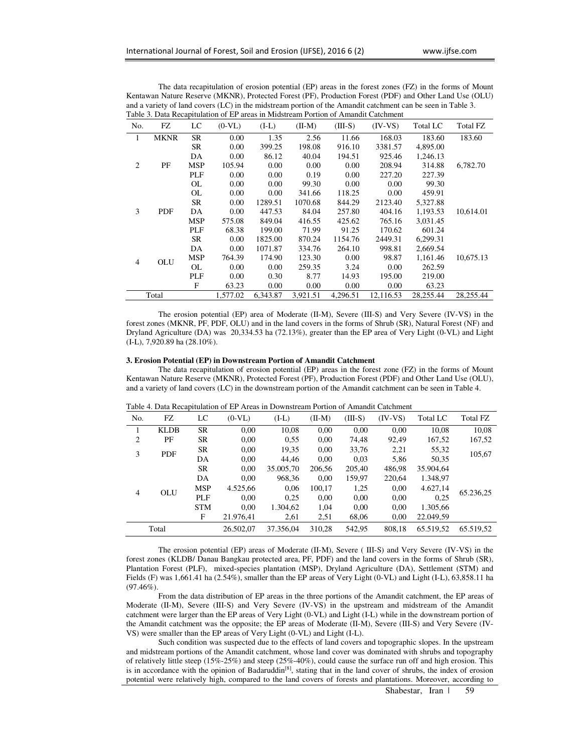The data recapitulation of erosion potential (EP) areas in the forest zones (FZ) in the forms of Mount Kentawan Nature Reserve (MKNR), Protected Forest (PF), Production Forest (PDF) and Other Land Use (OLU) and a variety of land covers (LC) in the midstream portion of the Amandit catchment can be seen in Table 3.

Table 3. Data Recapitulation of EP areas in Midstream Portion of Amandit Catchment

| No. | FZ | LC | (0-VL) | (I-L) | (II-M) | (III-S) | (IV-VS) | Total LC | Total FZ |
|---|---|---|---|---|---|---|---|---|---|
| 1 | MKNR | SR | 0.00 | 1.35 | 2.56 | 11.66 | 168.03 | 183.60 | 183.60 |
| 2 | PF | SR | 0.00 | 399.25 | 198.08 | 916.10 | 3381.57 | 4,895.00 | 6,782.70 |
| | | DA | 0.00 | 86.12 | 40.04 | 194.51 | 925.46 | 1,246.13 | |
| | | MSP | 105.94 | 0.00 | 0.00 | 0.00 | 208.94 | 314.88 | |
| | | PLF | 0.00 | 0.00 | 0.19 | 0.00 | 227.20 | 227.39 | |
| | | OL | 0.00 | 0.00 | 99.30 | 0.00 | 0.00 | 99.30 | |
| 3 | PDF | OL | 0.00 | 0.00 | 341.66 | 118.25 | 0.00 | 459.91 | 10,614.01 |
| | | SR | 0.00 | 1289.51 | 1070.68 | 844.29 | 2123.40 | 5,327.88 | |
| | | DA | 0.00 | 447.53 | 84.04 | 257.80 | 404.16 | 1,193.53 | |
| | | MSP | 575.08 | 849.04 | 416.55 | 425.62 | 765.16 | 3,031.45 | |
| | | PLF | 68.38 | 199.00 | 71.99 | 91.25 | 170.62 | 601.24 | |
| 4 | OLU | SR | 0.00 | 1825.00 | 870.24 | 1154.76 | 2449.31 | 6,299.31 | 10,675.13 |
| | | DA | 0.00 | 1071.87 | 334.76 | 264.10 | 998.81 | 2,669.54 | |
| | | MSP | 764.39 | 174.90 | 123.30 | 0.00 | 98.87 | 1,161.46 | |
| | | OL | 0.00 | 0.00 | 259.35 | 3.24 | 0.00 | 262.59 | |
| | | PLF | 0.00 | 0.30 | 8.77 | 14.93 | 195.00 | 219.00 | |
| | | F | 63.23 | 0.00 | 0.00 | 0.00 | 0.00 | 63.23 | |
| Total | | | 1,577.02 | 6,343.87 | 3,921.51 | 4,296.51 | 12,116.53 | 28,255.44 | 28,255.44 |

The erosion potential (EP) area of Moderate (II-M), Severe (III-S) and Very Severe (IV-VS) in the forest zones (MKNR, PF, PDF, OLU) and in the land covers in the forms of Shrub (SR), Natural Forest (NF) and Dryland Agriculture (DA) was 20,334.53 ha (72.13%), greater than the EP area of Very Light (0-VL) and Light (I-L), 7,920.89 ha (28.10%).

**3. Erosion Potential (EP) in Downstream Portion of Amandit Catchment**

The data recapitulation of erosion potential (EP) areas in the forest zone (FZ) in the forms of Mount Kentawan Nature Reserve (MKNR), Protected Forest (PF), Production Forest (PDF) and Other Land Use (OLU), and a variety of land covers (LC) in the downstream portion of the Amandit catchment can be seen in Table 4.

Table 4. Data Recapitulation of EP Areas in Downstream Portion of Amandit Catchment

| No. | FZ | LC | (0-VL) | (I-L) | (II-M) | (III-S) | (IV-VS) | Total LC | Total FZ |
|---|---|---|---|---|---|---|---|---|---|
| 1 | KLDB | SR | 0,00 | 10,08 | 0,00 | 0,00 | 0,00 | 10,08 | 10,08 |
| 2 | PF | SR | 0,00 | 0,55 | 0,00 | 74,48 | 92,49 | 167,52 | 167,52 |
| 3 | PDF | SR | 0,00 | 19,35 | 0,00 | 33,76 | 2,21 | 55,32 | 105,67 |
| | | DA | 0,00 | 44,46 | 0,00 | 0,03 | 5,86 | 50,35 | |
| 4 | OLU | SR | 0,00 | 35.005,70 | 206,56 | 205,40 | 486,98 | 35.904,64 | 65.236,25 |
| | | DA | 0,00 | 968,36 | 0,00 | 159,97 | 220,64 | 1.348,97 | |
| | | MSP | 4.525,66 | 0,06 | 100,17 | 1,25 | 0,00 | 4.627,14 | |
| | | PLF | 0,00 | 0,25 | 0,00 | 0,00 | 0,00 | 0,25 | |
| | | STM | 0,00 | 1.304,62 | 1,04 | 0,00 | 0,00 | 1.305,66 | |
| | | F | 21.976,41 | 2,61 | 2,51 | 68,06 | 0,00 | 22.049,59 | |
| Total | | | 26.502,07 | 37.356,04 | 310,28 | 542,95 | 808,18 | 65.519,52 | 65.519,52 |

The erosion potential (EP) areas of Moderate (II-M), Severe ( III-S) and Very Severe (IV-VS) in the forest zones (KLDB/ Danau Bangkau protected area, PF, PDF) and the land covers in the forms of Shrub (SR), Plantation Forest (PLF), mixed-species plantation (MSP), Dryland Agriculture (DA), Settlement (STM) and Fields (F) was 1,661.41 ha (2.54%), smaller than the EP areas of Very Light (0-VL) and Light (I-L), 63,858.11 ha (97.46%).

From the data distribution of EP areas in the three portions of the Amandit catchment, the EP areas of Moderate (II-M), Severe (III-S) and Very Severe (IV-VS) in the upstream and midstream of the Amandit catchment were larger than the EP areas of Very Light (0-VL) and Light (I-L) while in the downstream portion of the Amandit catchment was the opposite; the EP areas of Moderate (II-M), Severe (III-S) and Very Severe (IV-VS) were smaller than the EP areas of Very Light (0-VL) and Light (I-L).

Such condition was suspected due to the effects of land covers and topographic slopes. In the upstream and midstream portions of the Amandit catchment, whose land cover was dominated with shrubs and topography of relatively little steep (15%-25%) and steep (25%-40%), could cause the surface run off and high erosion. This is in accordance with the opinion of Badaruddin[8], stating that in the land cover of shrubs, the index of erosion potential were relatively high, compared to the land covers of forests and plantations. Moreover, according to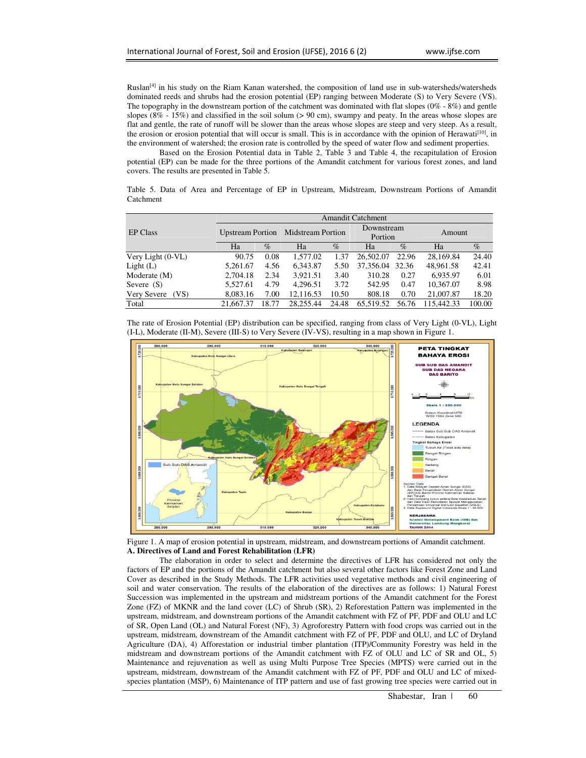Ruslan[4] in his study on the Riam Kanan watershed, the composition of land use in sub-watersheds/watersheds dominated reeds and shrubs had the erosion potential (EP) ranging between Moderate (S) to Very Severe (VS). The topography in the downstream portion of the catchment was dominated with flat slopes (0% - 8%) and gentle slopes (8% - 15%) and classified in the soil solum (> 90 cm), swampy and peaty. In the areas whose slopes are flat and gentle, the rate of runoff will be slower than the areas whose slopes are steep and very steep. As a result, the erosion or erosion potential that will occur is small. This is in accordance with the opinion of Herawati[10], in the environment of watershed; the erosion rate is controlled by the speed of water flow and sediment properties.

Based on the Erosion Potential data in Table 2, Table 3 and Table 4, the recapitulation of Erosion potential (EP) can be made for the three portions of the Amandit catchment for various forest zones, and land covers. The results are presented in Table 5.

Table 5. Data of Area and Percentage of EP in Upstream, Midstream, Downstream Portions of Amandit Catchment

| EP Class | Amandit Catchment | | | | | | | |
|---|---|---|---|---|---|---|---|---|
| | Upstream Portion | | Midstream Portion | | Downstream Portion | | Amount | |
| | Ha | % | Ha | % | Ha | % | Ha | % |
| Very Light (0-VL) | 90.75 | 0.08 | 1,577.02 | 1.37 | 26,502.07 | 22.96 | 28,169.84 | 24.40 |
| Light (L) | 5,261.67 | 4.56 | 6,343.87 | 5.50 | 37,356.04 | 32.36 | 48,961.58 | 42.41 |
| Moderate (M) | 2,704.18 | 2.34 | 3,921.51 | 3.40 | 310.28 | 0.27 | 6,935.97 | 6.01 |
| Severe (S) | 5,527.61 | 4.79 | 4,296.51 | 3.72 | 542.95 | 0.47 | 10,367.07 | 8.98 |
| Very Severe (VS) | 8,083.16 | 7.00 | 12,116.53 | 10.50 | 808.18 | 0.70 | 21,007.87 | 18.20 |
| Total | 21,667.37 | 18.77 | 28,255.44 | 24.48 | 65,519.52 | 56.76 | 115,442.33 | 100.00 |

The rate of Erosion Potential (EP) distribution can be specified, ranging from class of Very Light (0-VL), Light (I-L), Moderate (II-M), Severe (III-S) to Very Severe (IV-VS), resulting in a map shown in Figure 1.

Figure 1. A map of erosion potential in upstream, midstream, and downstream portions of Amandit catchment.

**A. Directives of Land and Forest Rehabilitation (LFR)**

The elaboration in order to select and determine the directives of LFR has considered not only the factors of EP and the portions of the Amandit catchment but also several other factors like Forest Zone and Land Cover as described in the Study Methods. The LFR activities used vegetative methods and civil engineering of soil and water conservation. The results of the elaboration of the directives are as follows: 1) Natural Forest Succession was implemented in the upstream and midstream portions of the Amandit catchment for the Forest Zone (FZ) of MKNR and the land cover (LC) of Shrub (SR), 2) Reforestation Pattern was implemented in the upstream, midstream, and downstream portions of the Amandit catchment with FZ of PF, PDF and OLU and LC of SR, Open Land (OL) and Natural Forest (NF), 3) Agroforestry Pattern with food crops was carried out in the upstream, midstream, downstream of the Amandit catchment with FZ of PF, PDF and OLU, and LC of Dryland Agriculture (DA), 4) Afforestation or industrial timber plantation (ITP)/Community Forestry was held in the midstream and downstream portions of the Amandit catchment with FZ of OLU and LC of SR and OL, 5) Maintenance and rejuvenation as well as using Multi Purpose Tree Species (MPTS) were carried out in the upstream, midstream, downstream of the Amandit catchment with FZ of PF, PDF and OLU and LC of mixed-species plantation (MSP), 6) Maintenance of ITP pattern and use of fast growing tree species were carried out in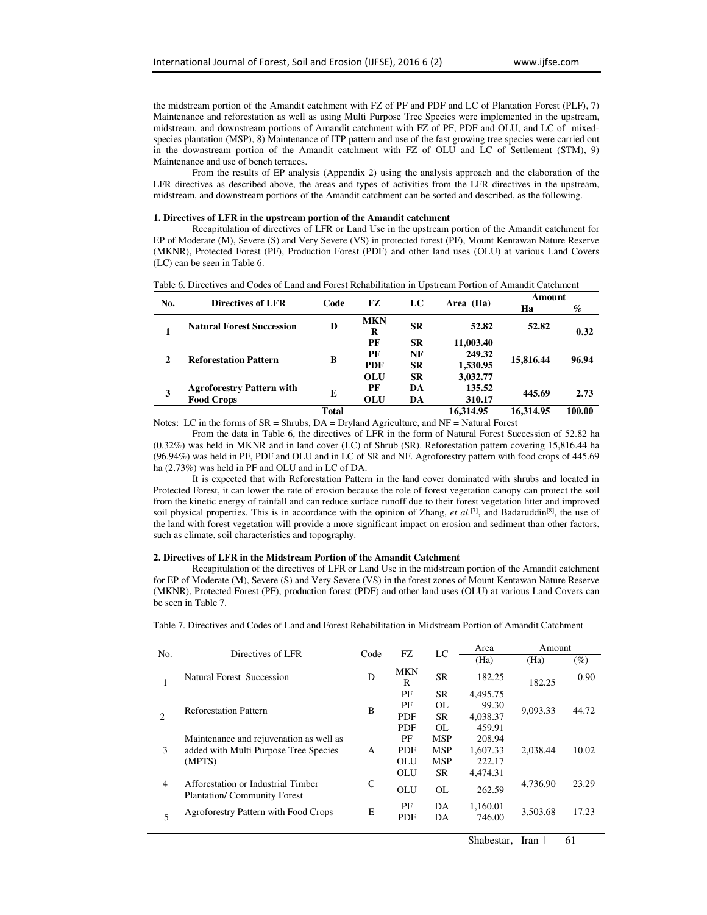the midstream portion of the Amandit catchment with FZ of PF and PDF and LC of Plantation Forest (PLF), 7) Maintenance and reforestation as well as using Multi Purpose Tree Species were implemented in the upstream, midstream, and downstream portions of Amandit catchment with FZ of PF, PDF and OLU, and LC of mixed-species plantation (MSP), 8) Maintenance of ITP pattern and use of the fast growing tree species were carried out in the downstream portion of the Amandit catchment with FZ of OLU and LC of Settlement (STM), 9) Maintenance and use of bench terraces.

From the results of EP analysis (Appendix 2) using the analysis approach and the elaboration of the LFR directives as described above, the areas and types of activities from the LFR directives in the upstream, midstream, and downstream portions of the Amandit catchment can be sorted and described, as the following.

**1. Directives of LFR in the upstream portion of the Amandit catchment**

Recapitulation of directives of LFR or Land Use in the upstream portion of the Amandit catchment for EP of Moderate (M), Severe (S) and Very Severe (VS) in protected forest (PF), Mount Kentawan Nature Reserve (MKNR), Protected Forest (PF), Production Forest (PDF) and other land uses (OLU) at various Land Covers (LC) can be seen in Table 6.

Table 6. Directives and Codes of Land and Forest Rehabilitation in Upstream Portion of Amandit Catchment

| No. | Directives of LFR | Code | FZ | LC | Area (Ha) | Amount | |
|---|---|---|---|---|---|---|---|
| | | | | | | Ha | % |
| 1 | **Natural Forest Succession** | **D** | **MKNR** | **SR** | **52.82** | **52.82** | **0.32** |
| 2 | **Reforestation Pattern** | **B** | **PF** | **SR** | **11,003.40** | **15,816.44** | **96.94** |
| | | | **PF** | **NF** | **249.32** | | |
| | | | **PDF** | **SR** | **1,530.95** | | |
| | | | **OLU** | **SR** | **3,032.77** | | |
| 3 | **Agroforestry Pattern with Food Crops** | **E** | **PF** | **DA** | **135.52** | **445.69** | **2.73** |
| | | | **OLU** | **DA** | **310.17** | | |
| | | **Total** | | | **16,314.95** | **16,314.95** | **100.00** |

Notes: LC in the forms of SR = Shrubs, DA = Dryland Agriculture, and NF = Natural Forest

From the data in Table 6, the directives of LFR in the form of Natural Forest Succession of 52.82 ha (0.32%) was held in MKNR and in land cover (LC) of Shrub (SR). Reforestation pattern covering 15,816.44 ha (96.94%) was held in PF, PDF and OLU and in LC of SR and NF. Agroforestry pattern with food crops of 445.69 ha (2.73%) was held in PF and OLU and in LC of DA.

It is expected that with Reforestation Pattern in the land cover dominated with shrubs and located in Protected Forest, it can lower the rate of erosion because the role of forest vegetation canopy can protect the soil from the kinetic energy of rainfall and can reduce surface runoff due to their forest vegetation litter and improved soil physical properties. This is in accordance with the opinion of Zhang, *et al.*[7], and Badaruddin[8], the use of the land with forest vegetation will provide a more significant impact on erosion and sediment than other factors, such as climate, soil characteristics and topography.

**2. Directives of LFR in the Midstream Portion of the Amandit Catchment**

Recapitulation of the directives of LFR or Land Use in the midstream portion of the Amandit catchment for EP of Moderate (M), Severe (S) and Very Severe (VS) in the forest zones of Mount Kentawan Nature Reserve (MKNR), Protected Forest (PF), production forest (PDF) and other land uses (OLU) at various Land Covers can be seen in Table 7.

Table 7. Directives and Codes of Land and Forest Rehabilitation in Midstream Portion of Amandit Catchment

| No. | Directives of LFR | Code | FZ | LC | Area | Amount | |
|---|---|---|---|---|---|---|---|
| | | | | | (Ha) | (Ha) | (%) |
| 1 | Natural Forest Succession | D | MKNR | SR | 182.25 | 182.25 | 0.90 |
| 2 | Reforestation Pattern | B | PF | SR | 4,495.75 | 9,093.33 | 44.72 |
| | | | PF | OL | 99.30 | | |
| | | | PDF | SR | 4,038.37 | | |
| | | | PDF | OL | 459.91 | | |
| 3 | Maintenance and rejuvenation as well as added with Multi Purpose Tree Species (MPTS) | A | PF | MSP | 208.94 | 2,038.44 | 10.02 |
| | | | PDF | MSP | 1,607.33 | | |
| | | | OLU | MSP | 222.17 | | |
| 4 | Afforestation or Industrial Timber Plantation/ Community Forest | C | OLU | SR | 4,474.31 | 4,736.90 | 23.29 |
| | | | OLU | OL | 262.59 | | |
| 5 | Agroforestry Pattern with Food Crops | E | PF | DA | 1,160.01 | 3,503.68 | 17.23 |
| | | | PDF | DA | 746.00 | | |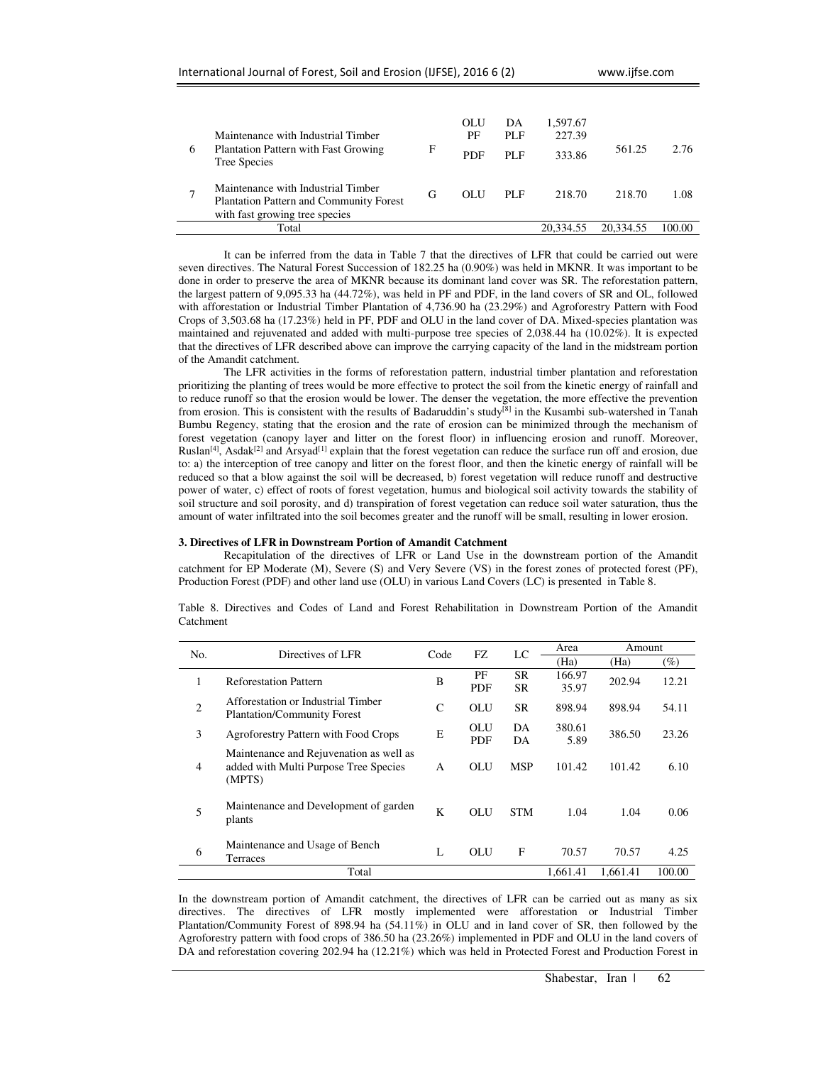| 6 | Maintenance with Industrial Timber Plantation Pattern with Fast Growing Tree Species | F | OLU<br>PF<br>PDF | DA<br>PLF<br>PLF | 1,597.67<br>227.39<br>333.86 | 561.25 | 2.76 |
|---|---|---|---|---|---|---|---|
| 7 | Maintenance with Industrial Timber Plantation Pattern and Community Forest with fast growing tree species | G | OLU | PLF | 218.70 | 218.70 | 1.08 |
| | Total | | | | 20,334.55 | 20,334.55 | 100.00 |

It can be inferred from the data in Table 7 that the directives of LFR that could be carried out were seven directives. The Natural Forest Succession of 182.25 ha (0.90%) was held in MKNR. It was important to be done in order to preserve the area of MKNR because its dominant land cover was SR. The reforestation pattern, the largest pattern of 9,095.33 ha (44.72%), was held in PF and PDF, in the land covers of SR and OL, followed with afforestation or Industrial Timber Plantation of 4,736.90 ha (23.29%) and Agroforestry Pattern with Food Crops of 3,503.68 ha (17.23%) held in PF, PDF and OLU in the land cover of DA. Mixed-species plantation was maintained and rejuvenated and added with multi-purpose tree species of 2,038.44 ha (10.02%). It is expected that the directives of LFR described above can improve the carrying capacity of the land in the midstream portion of the Amandit catchment.

The LFR activities in the forms of reforestation pattern, industrial timber plantation and reforestation prioritizing the planting of trees would be more effective to protect the soil from the kinetic energy of rainfall and to reduce runoff so that the erosion would be lower. The denser the vegetation, the more effective the prevention from erosion. This is consistent with the results of Badaruddin's study[8] in the Kusambi sub-watershed in Tanah Bumbu Regency, stating that the erosion and the rate of erosion can be minimized through the mechanism of forest vegetation (canopy layer and litter on the forest floor) in influencing erosion and runoff. Moreover, Ruslan[4], Asdak[2] and Arsyad[1] explain that the forest vegetation can reduce the surface run off and erosion, due to: a) the interception of tree canopy and litter on the forest floor, and then the kinetic energy of rainfall will be reduced so that a blow against the soil will be decreased, b) forest vegetation will reduce runoff and destructive power of water, c) effect of roots of forest vegetation, humus and biological soil activity towards the stability of soil structure and soil porosity, and d) transpiration of forest vegetation can reduce soil water saturation, thus the amount of water infiltrated into the soil becomes greater and the runoff will be small, resulting in lower erosion.

**3. Directives of LFR in Downstream Portion of Amandit Catchment**

Recapitulation of the directives of LFR or Land Use in the downstream portion of the Amandit catchment for EP Moderate (M), Severe (S) and Very Severe (VS) in the forest zones of protected forest (PF), Production Forest (PDF) and other land use (OLU) in various Land Covers (LC) is presented in Table 8.

Table 8. Directives and Codes of Land and Forest Rehabilitation in Downstream Portion of the Amandit Catchment

| No. | Directives of LFR | Code | FZ | LC | Area | Amount | |
|---|---|---|---|---|---|---|---|
| | | | | | (Ha) | (Ha) | (%) |
| 1 | Reforestation Pattern | B | PF<br>PDF | SR<br>SR | 166.97<br>35.97 | 202.94 | 12.21 |
| 2 | Afforestation or Industrial Timber Plantation/Community Forest | C | OLU | SR | 898.94 | 898.94 | 54.11 |
| 3 | Agroforestry Pattern with Food Crops | E | OLU<br>PDF | DA<br>DA | 380.61<br>5.89 | 386.50 | 23.26 |
| 4 | Maintenance and Rejuvenation as well as added with Multi Purpose Tree Species (MPTS) | A | OLU | MSP | 101.42 | 101.42 | 6.10 |
| 5 | Maintenance and Development of garden plants | K | OLU | STM | 1.04 | 1.04 | 0.06 |
| 6 | Maintenance and Usage of Bench Terraces | L | OLU | F | 70.57 | 70.57 | 4.25 |
| | Total | | | | 1,661.41 | 1,661.41 | 100.00 |

In the downstream portion of Amandit catchment, the directives of LFR can be carried out as many as six directives. The directives of LFR mostly implemented were afforestation or Industrial Timber Plantation/Community Forest of 898.94 ha (54.11%) in OLU and in land cover of SR, then followed by the Agroforestry pattern with food crops of 386.50 ha (23.26%) implemented in PDF and OLU in the land covers of DA and reforestation covering 202.94 ha (12.21%) which was held in Protected Forest and Production Forest in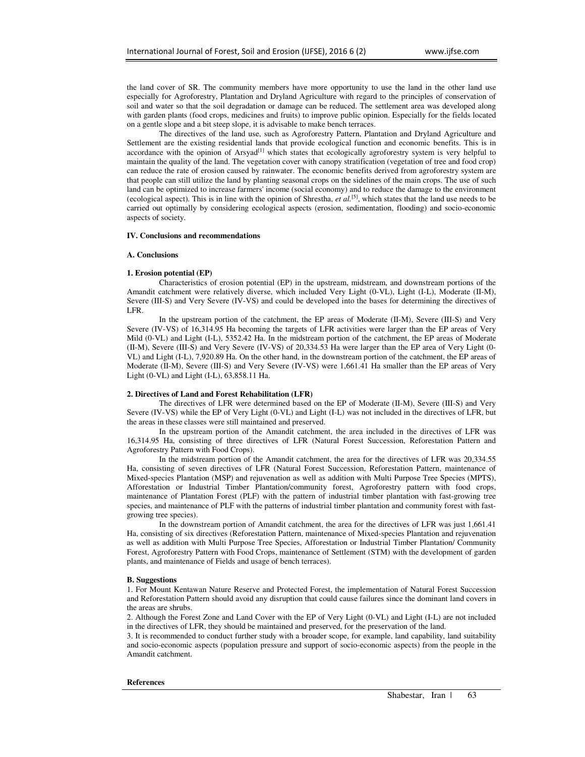the land cover of SR. The community members have more opportunity to use the land in the other land use especially for Agroforestry, Plantation and Dryland Agriculture with regard to the principles of conservation of soil and water so that the soil degradation or damage can be reduced. The settlement area was developed along with garden plants (food crops, medicines and fruits) to improve public opinion. Especially for the fields located on a gentle slope and a bit steep slope, it is advisable to make bench terraces.

The directives of the land use, such as Agroforestry Pattern, Plantation and Dryland Agriculture and Settlement are the existing residential lands that provide ecological function and economic benefits. This is in accordance with the opinion of Arsyad[1] which states that ecologically agroforestry system is very helpful to maintain the quality of the land. The vegetation cover with canopy stratification (vegetation of tree and food crop) can reduce the rate of erosion caused by rainwater. The economic benefits derived from agroforestry system are that people can still utilize the land by planting seasonal crops on the sidelines of the main crops. The use of such land can be optimized to increase farmers' income (social economy) and to reduce the damage to the environment (ecological aspect). This is in line with the opinion of Shrestha, *et al.*[5], which states that the land use needs to be carried out optimally by considering ecological aspects (erosion, sedimentation, flooding) and socio-economic aspects of society.

## IV. Conclusions and recommendations

### A. Conclusions

#### 1. Erosion potential (EP)

Characteristics of erosion potential (EP) in the upstream, midstream, and downstream portions of the Amandit catchment were relatively diverse, which included Very Light (0-VL), Light (I-L), Moderate (II-M), Severe (III-S) and Very Severe (IV-VS) and could be developed into the bases for determining the directives of LFR.

In the upstream portion of the catchment, the EP areas of Moderate (II-M), Severe (III-S) and Very Severe (IV-VS) of 16,314.95 Ha becoming the targets of LFR activities were larger than the EP areas of Very Mild (0-VL) and Light (I-L), 5352.42 Ha. In the midstream portion of the catchment, the EP areas of Moderate (II-M), Severe (III-S) and Very Severe (IV-VS) of 20,334.53 Ha were larger than the EP area of Very Light (0-VL) and Light (I-L), 7,920.89 Ha. On the other hand, in the downstream portion of the catchment, the EP areas of Moderate (II-M), Severe (III-S) and Very Severe (IV-VS) were 1,661.41 Ha smaller than the EP areas of Very Light (0-VL) and Light (I-L), 63,858.11 Ha.

#### 2. Directives of Land and Forest Rehabilitation (LFR)

The directives of LFR were determined based on the EP of Moderate (II-M), Severe (III-S) and Very Severe (IV-VS) while the EP of Very Light (0-VL) and Light (I-L) was not included in the directives of LFR, but the areas in these classes were still maintained and preserved.

In the upstream portion of the Amandit catchment, the area included in the directives of LFR was 16,314.95 Ha, consisting of three directives of LFR (Natural Forest Succession, Reforestation Pattern and Agroforestry Pattern with Food Crops).

In the midstream portion of the Amandit catchment, the area for the directives of LFR was 20,334.55 Ha, consisting of seven directives of LFR (Natural Forest Succession, Reforestation Pattern, maintenance of Mixed-species Plantation (MSP) and rejuvenation as well as addition with Multi Purpose Tree Species (MPTS), Afforestation or Industrial Timber Plantation/community forest, Agroforestry pattern with food crops, maintenance of Plantation Forest (PLF) with the pattern of industrial timber plantation with fast-growing tree species, and maintenance of PLF with the patterns of industrial timber plantation and community forest with fast-growing tree species).

In the downstream portion of Amandit catchment, the area for the directives of LFR was just 1,661.41 Ha, consisting of six directives (Reforestation Pattern, maintenance of Mixed-species Plantation and rejuvenation as well as addition with Multi Purpose Tree Species, Afforestation or Industrial Timber Plantation/ Community Forest, Agroforestry Pattern with Food Crops, maintenance of Settlement (STM) with the development of garden plants, and maintenance of Fields and usage of bench terraces).

### B. Suggestions

1. For Mount Kentawan Nature Reserve and Protected Forest, the implementation of Natural Forest Succession and Reforestation Pattern should avoid any disruption that could cause failures since the dominant land covers in the areas are shrubs.
2. Although the Forest Zone and Land Cover with the EP of Very Light (0-VL) and Light (I-L) are not included in the directives of LFR, they should be maintained and preserved, for the preservation of the land.
3. It is recommended to conduct further study with a broader scope, for example, land capability, land suitability and socio-economic aspects (population pressure and support of socio-economic aspects) from the people in the Amandit catchment.

## References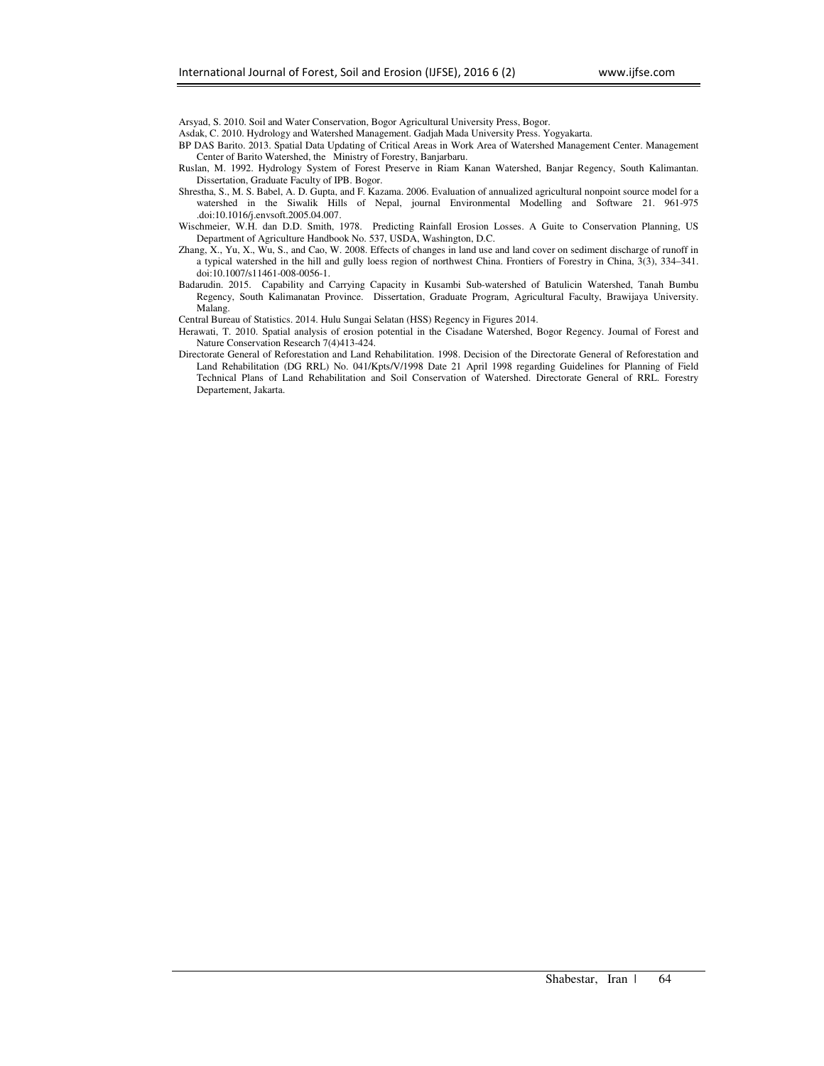Arsyad, S. 2010. Soil and Water Conservation, Bogor Agricultural University Press, Bogor.

Asdak, C. 2010. Hydrology and Watershed Management. Gadjah Mada University Press. Yogyakarta.

BP DAS Barito. 2013. Spatial Data Updating of Critical Areas in Work Area of Watershed Management Center. Management Center of Barito Watershed, the Ministry of Forestry, Banjarbaru.

Ruslan, M. 1992. Hydrology System of Forest Preserve in Riam Kanan Watershed, Banjar Regency, South Kalimantan. Dissertation, Graduate Faculty of IPB. Bogor.

Shrestha, S., M. S. Babel, A. D. Gupta, and F. Kazama. 2006. Evaluation of annualized agricultural nonpoint source model for a watershed in the Siwalik Hills of Nepal, journal Environmental Modelling and Software 21. 961-975 .doi:10.1016/j.envsoft.2005.04.007.

Wischmeier, W.H. dan D.D. Smith, 1978. Predicting Rainfall Erosion Losses. A Guite to Conservation Planning, US Department of Agriculture Handbook No. 537, USDA, Washington, D.C.

Zhang, X., Yu, X., Wu, S., and Cao, W. 2008. Effects of changes in land use and land cover on sediment discharge of runoff in a typical watershed in the hill and gully loess region of northwest China. Frontiers of Forestry in China, 3(3), 334–341. doi:10.1007/s11461-008-0056-1.

Badarudin. 2015. Capability and Carrying Capacity in Kusambi Sub-watershed of Batulicin Watershed, Tanah Bumbu Regency, South Kalimanatan Province. Dissertation, Graduate Program, Agricultural Faculty, Brawijaya University. Malang.

Central Bureau of Statistics. 2014. Hulu Sungai Selatan (HSS) Regency in Figures 2014.

Herawati, T. 2010. Spatial analysis of erosion potential in the Cisadane Watershed, Bogor Regency. Journal of Forest and Nature Conservation Research 7(4)413-424.

Directorate General of Reforestation and Land Rehabilitation. 1998. Decision of the Directorate General of Reforestation and Land Rehabilitation (DG RRL) No. 041/Kpts/V/1998 Date 21 April 1998 regarding Guidelines for Planning of Field Technical Plans of Land Rehabilitation and Soil Conservation of Watershed. Directorate General of RRL. Forestry Departement, Jakarta.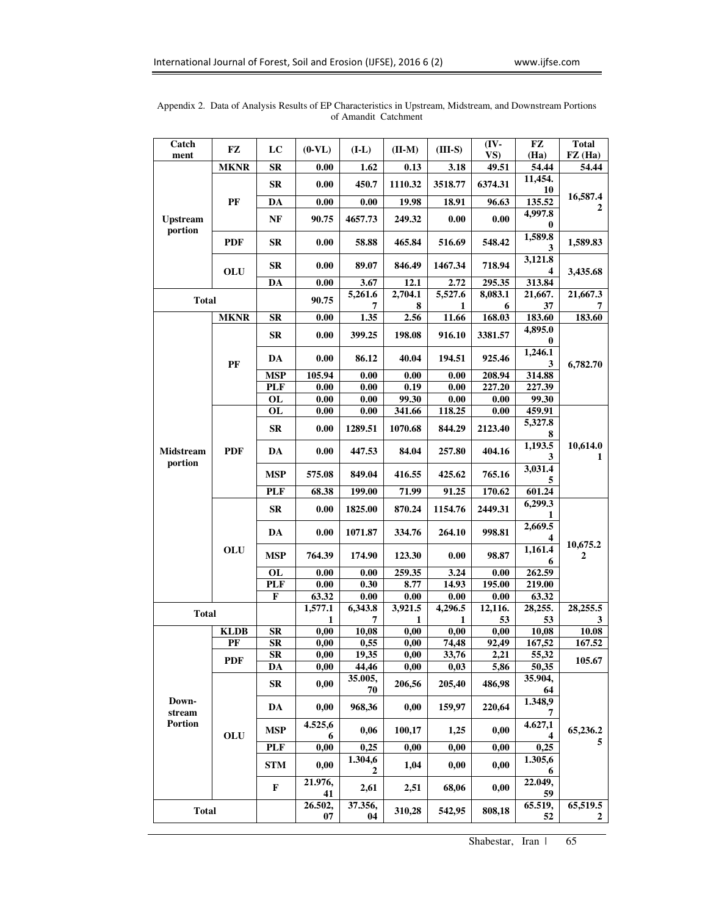Appendix 2. Data of Analysis Results of EP Characteristics in Upstream, Midstream, and Downstream Portions of Amandit Catchment

| Catchment | FZ | LC | (0-VL) | (I-L) | (II-M) | (III-S) | (IV-VS) | FZ (Ha) | Total FZ (Ha) |
|---|---|---|---|---|---|---|---|---|---|
| Upstream portion | MKNR | SR | 0.00 | 1.62 | 0.13 | 3.18 | 49.51 | 54.44 | 54.44 |
| | PF | SR | 0.00 | 450.7 | 1110.32 | 3518.77 | 6374.31 | 11,454.10 | 16,587.42 |
| | | DA | 0.00 | 0.00 | 19.98 | 18.91 | 96.63 | 135.52 | |
| | | NF | 90.75 | 4657.73 | 249.32 | 0.00 | 0.00 | 4,997.80 | |
| | PDF | SR | 0.00 | 58.88 | 465.84 | 516.69 | 548.42 | 1,589.83 | 1,589.83 |
| | OLU | SR | 0.00 | 89.07 | 846.49 | 1467.34 | 718.94 | 3,121.84 | 3,435.68 |
| | | DA | 0.00 | 3.67 | 12.1 | 2.72 | 295.35 | 313.84 | |
| Total | | | 90.75 | 5,261.67 | 2,704.18 | 5,527.61 | 8,083.16 | 21,667.37 | 21,667.37 |
| Midstream portion | MKNR | SR | 0.00 | 1.35 | 2.56 | 11.66 | 168.03 | 183.60 | 183.60 |
| | PF | SR | 0.00 | 399.25 | 198.08 | 916.10 | 3381.57 | 4,895.00 | 6,782.70 |
| | | DA | 0.00 | 86.12 | 40.04 | 194.51 | 925.46 | 1,246.13 | |
| | | MSP | 105.94 | 0.00 | 0.00 | 0.00 | 208.94 | 314.88 | |
| | | PLF | 0.00 | 0.00 | 0.19 | 0.00 | 227.20 | 227.39 | |
| | | OL | 0.00 | 0.00 | 99.30 | 0.00 | 0.00 | 99.30 | |
| | PDF | OL | 0.00 | 0.00 | 341.66 | 118.25 | 0.00 | 459.91 | 10,614.01 |
| | | SR | 0.00 | 1289.51 | 1070.68 | 844.29 | 2123.40 | 5,327.88 | |
| | | DA | 0.00 | 447.53 | 84.04 | 257.80 | 404.16 | 1,193.53 | |
| | | MSP | 575.08 | 849.04 | 416.55 | 425.62 | 765.16 | 3,031.45 | |
| | | PLF | 68.38 | 199.00 | 71.99 | 91.25 | 170.62 | 601.24 | |
| | OLU | SR | 0.00 | 1825.00 | 870.24 | 1154.76 | 2449.31 | 6,299.31 | 10,675.22 |
| | | DA | 0.00 | 1071.87 | 334.76 | 264.10 | 998.81 | 2,669.54 | |
| | | MSP | 764.39 | 174.90 | 123.30 | 0.00 | 98.87 | 1,161.46 | |
| | | OL | 0.00 | 0.00 | 259.35 | 3.24 | 0.00 | 262.59 | |
| | | PLF | 0.00 | 0.30 | 8.77 | 14.93 | 195.00 | 219.00 | |
| | | F | 63.32 | 0.00 | 0.00 | 0.00 | 0.00 | 63.32 | |
| Total | | | 1,577.11 | 6,343.87 | 3,921.51 | 4,296.51 | 12,116.53 | 28,255.53 | 28,255.53 |
| Down-stream Portion | KLDB | SR | 0,00 | 10,08 | 0,00 | 0,00 | 0,00 | 10,08 | 10.08 |
| | PF | SR | 0,00 | 0,55 | 0,00 | 74,48 | 92,49 | 167,52 | 167.52 |
| | PDF | SR | 0,00 | 19,35 | 0,00 | 33,76 | 2,21 | 55,32 | 105.67 |
| | | DA | 0,00 | 44,46 | 0,00 | 0,03 | 5,86 | 50,35 | |
| | OLU | SR | 0,00 | 35.005,70 | 206,56 | 205,40 | 486,98 | 35.904,64 | 65,236.25 |
| | | DA | 0,00 | 968,36 | 0,00 | 159,97 | 220,64 | 1.348,97 | |
| | | MSP | 4.525,66 | 0,06 | 100,17 | 1,25 | 0,00 | 4.627,14 | |
| | | PLF | 0,00 | 0,25 | 0,00 | 0,00 | 0,00 | 0,25 | |
| | | STM | 0,00 | 1.304,62 | 1,04 | 0,00 | 0,00 | 1.305,66 | |
| | | F | 21.976,41 | 2,61 | 2,51 | 68,06 | 0,00 | 22.049,59 | |
| Total | | | 26.502,07 | 37.356,04 | 310,28 | 542,95 | 808,18 | 65.519,52 | 65,519.52 |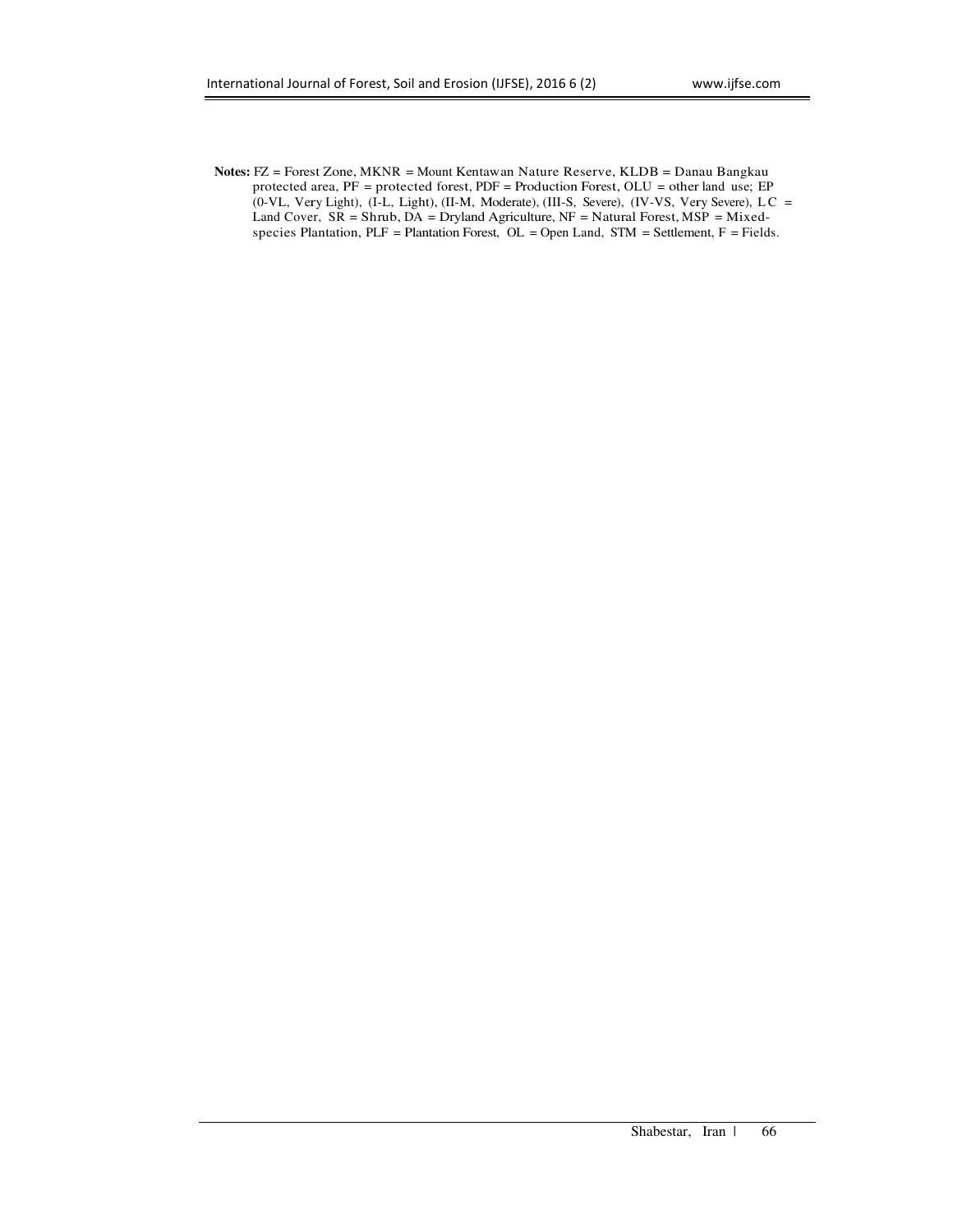**Notes:** FZ = Forest Zone, MKNR = Mount Kentawan Nature Reserve, KLDB = Danau Bangkau protected area, PF = protected forest, PDF = Production Forest, OLU = other land use; EP (0-VL, Very Light), (I-L, Light), (II-M, Moderate), (III-S, Severe), (IV-VS, Very Severe), LC = Land Cover, SR = Shrub, DA = Dryland Agriculture, NF = Natural Forest, MSP = Mixed-species Plantation, PLF = Plantation Forest, OL = Open Land, STM = Settlement, F = Fields.